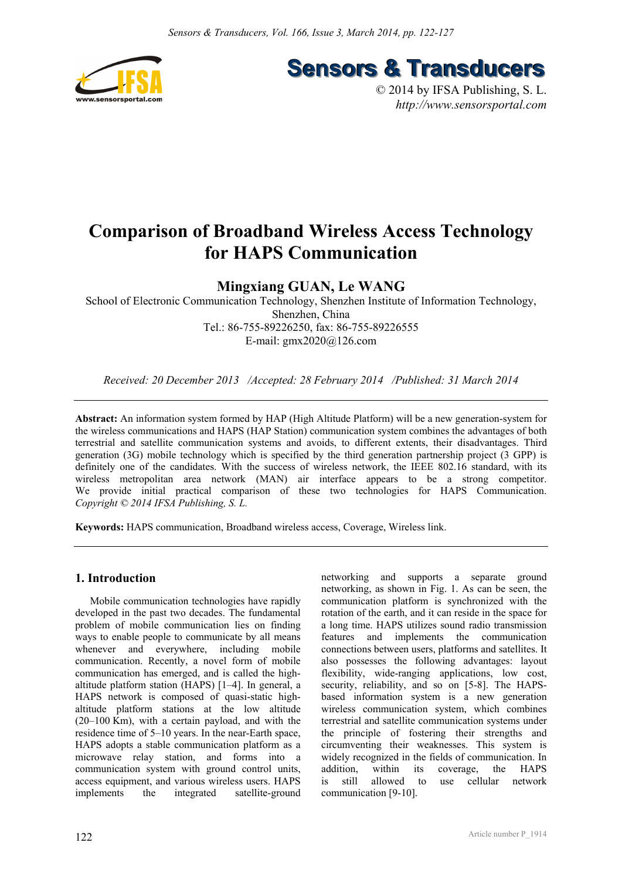# Comparison of Broadband Wireless Access Technology for HAPS Communication

**Mingxiang GUAN, Le WANG**

School of Electronic Communication Technology, Shenzhen Institute of Information Technology, Shenzhen, China

Tel.: 86-755-89226250, fax: 86-755-89226555

E-mail: gmx2020@126.com

*Received: 20 December 2013 /Accepted: 28 February 2014 /Published: 31 March 2014*

**Abstract:** An information system formed by HAP (High Altitude Platform) will be a new generation-system for the wireless communications and HAPS (HAP Station) communication system combines the advantages of both terrestrial and satellite communication systems and avoids, to different extents, their disadvantages. Third generation (3G) mobile technology which is specified by the third generation partnership project (3 GPP) is definitely one of the candidates. With the success of wireless network, the IEEE 802.16 standard, with its wireless metropolitan area network (MAN) air interface appears to be a strong competitor. We provide initial practical comparison of these two technologies for HAPS Communication. *Copyright © 2014 IFSA Publishing, S. L.*

**Keywords:** HAPS communication, Broadband wireless access, Coverage, Wireless link.

## 1. Introduction

Mobile communication technologies have rapidly developed in the past two decades. The fundamental problem of mobile communication lies on finding ways to enable people to communicate by all means whenever and everywhere, including mobile communication. Recently, a novel form of mobile communication has emerged, and is called the high-altitude platform station (HAPS) [1–4]. In general, a HAPS network is composed of quasi-static high-altitude platform stations at the low altitude (20–100 Km), with a certain payload, and with the residence time of 5–10 years. In the near-Earth space, HAPS adopts a stable communication platform as a microwave relay station, and forms into a communication system with ground control units, access equipment, and various wireless users. HAPS implements the integrated satellite-ground networking and supports a separate ground networking, as shown in Fig. 1. As can be seen, the communication platform is synchronized with the rotation of the earth, and it can reside in the space for a long time. HAPS utilizes sound radio transmission features and implements the communication connections between users, platforms and satellites. It also possesses the following advantages: layout flexibility, wide-ranging applications, low cost, security, reliability, and so on [5-8]. The HAPS-based information system is a new generation wireless communication system, which combines terrestrial and satellite communication systems under the principle of fostering their strengths and circumventing their weaknesses. This system is widely recognized in the fields of communication. In addition, within its coverage, the HAPS is still allowed to use cellular network communication [9-10].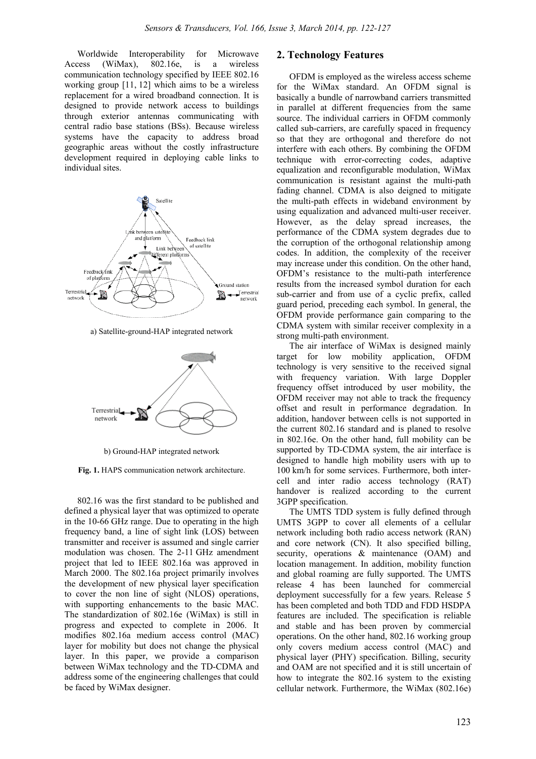Worldwide Interoperability for Microwave Access (WiMax), 802.16e, is a wireless communication technology specified by IEEE 802.16 working group [11, 12] which aims to be a wireless replacement for a wired broadband connection. It is designed to provide network access to buildings through exterior antennas communicating with central radio base stations (BSs). Because wireless systems have the capacity to address broad geographic areas without the costly infrastructure development required in deploying cable links to individual sites.

a) Satellite-ground-HAP integrated network

b) Ground-HAP integrated network

**Fig. 1.** HAPS communication network architecture.

802.16 was the first standard to be published and defined a physical layer that was optimized to operate in the 10-66 GHz range. Due to operating in the high frequency band, a line of sight link (LOS) between transmitter and receiver is assumed and single carrier modulation was chosen. The 2-11 GHz amendment project that led to IEEE 802.16a was approved in March 2000. The 802.16a project primarily involves the development of new physical layer specification to cover the non line of sight (NLOS) operations, with supporting enhancements to the basic MAC. The standardization of 802.16e (WiMax) is still in progress and expected to complete in 2006. It modifies 802.16a medium access control (MAC) layer for mobility but does not change the physical layer. In this paper, we provide a comparison between WiMax technology and the TD-CDMA and address some of the engineering challenges that could be faced by WiMax designer.

## 2. Technology Features

OFDM is employed as the wireless access scheme for the WiMax standard. An OFDM signal is basically a bundle of narrowband carriers transmitted in parallel at different frequencies from the same source. The individual carriers in OFDM commonly called sub-carriers, are carefully spaced in frequency so that they are orthogonal and therefore do not interfere with each others. By combining the OFDM technique with error-correcting codes, adaptive equalization and reconfigurable modulation, WiMax communication is resistant against the multi-path fading channel. CDMA is also deigned to mitigate the multi-path effects in wideband environment by using equalization and advanced multi-user receiver. However, as the delay spread increases, the performance of the CDMA system degrades due to the corruption of the orthogonal relationship among codes. In addition, the complexity of the receiver may increase under this condition. On the other hand, OFDM's resistance to the multi-path interference results from the increased symbol duration for each sub-carrier and from use of a cyclic prefix, called guard period, preceding each symbol. In general, the OFDM provide performance gain comparing to the CDMA system with similar receiver complexity in a strong multi-path environment.

The air interface of WiMax is designed mainly target for low mobility application, OFDM technology is very sensitive to the received signal with frequency variation. With large Doppler frequency offset introduced by user mobility, the OFDM receiver may not able to track the frequency offset and result in performance degradation. In addition, handover between cells is not supported in the current 802.16 standard and is planed to resolve in 802.16e. On the other hand, full mobility can be supported by TD-CDMA system, the air interface is designed to handle high mobility users with up to 100 km/h for some services. Furthermore, both inter-cell and inter radio access technology (RAT) handover is realized according to the current 3GPP specification.

The UMTS TDD system is fully defined through UMTS 3GPP to cover all elements of a cellular network including both radio access network (RAN) and core network (CN). It also specified billing, security, operations & maintenance (OAM) and location management. In addition, mobility function and global roaming are fully supported. The UMTS release 4 has been launched for commercial deployment successfully for a few years. Release 5 has been completed and both TDD and FDD HSDPA features are included. The specification is reliable and stable and has been proven by commercial operations. On the other hand, 802.16 working group only covers medium access control (MAC) and physical layer (PHY) specification. Billing, security and OAM are not specified and it is still uncertain of how to integrate the 802.16 system to the existing cellular network. Furthermore, the WiMax (802.16e)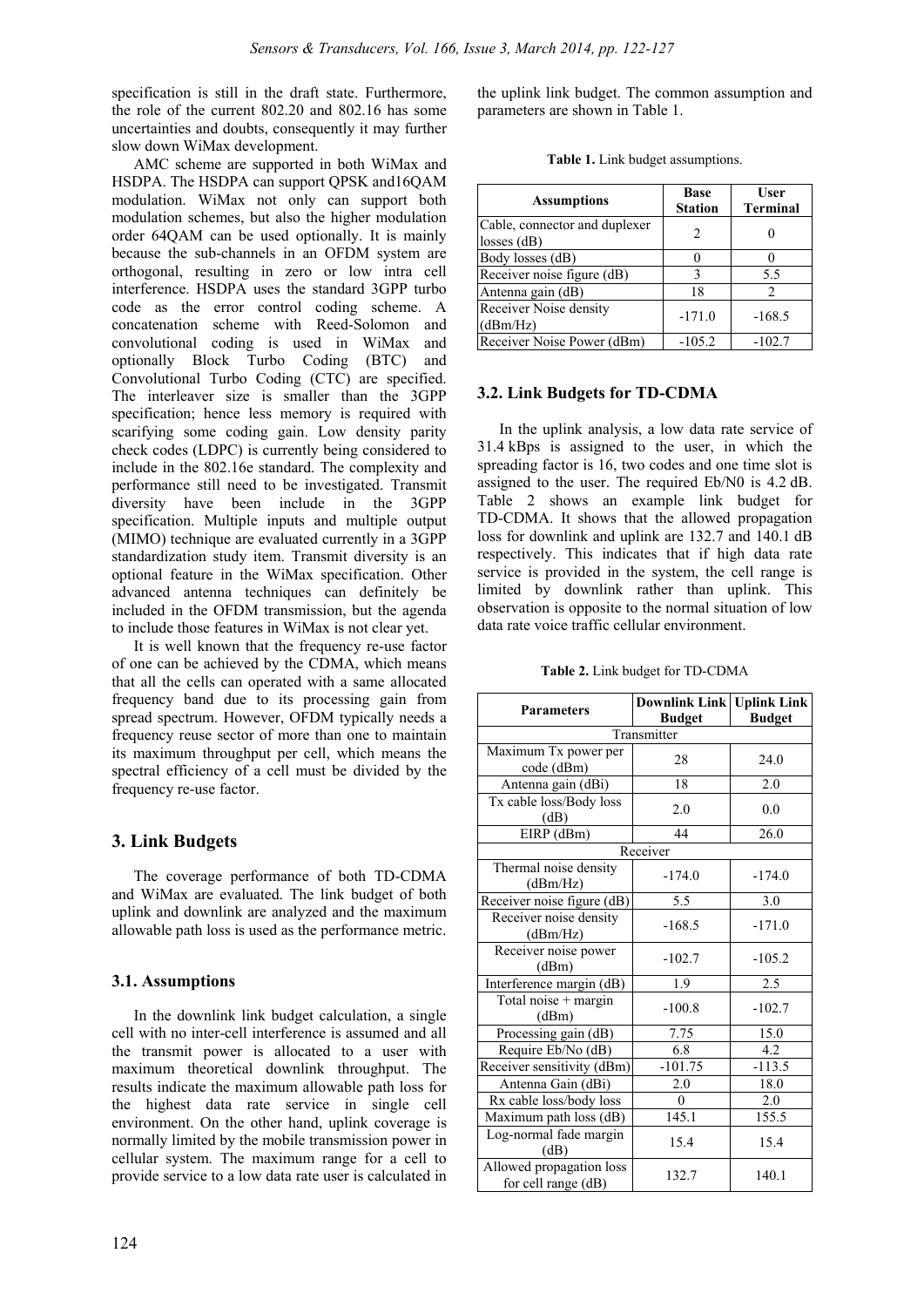specification is still in the draft state. Furthermore, the role of the current 802.20 and 802.16 has some uncertainties and doubts, consequently it may further slow down WiMax development.

AMC scheme are supported in both WiMax and HSDPA. The HSDPA can support QPSK and16QAM modulation. WiMax not only can support both modulation schemes, but also the higher modulation order 64QAM can be used optionally. It is mainly because the sub-channels in an OFDM system are orthogonal, resulting in zero or low intra cell interference. HSDPA uses the standard 3GPP turbo code as the error control coding scheme. A concatenation scheme with Reed-Solomon and convolutional coding is used in WiMax and optionally Block Turbo Coding (BTC) and Convolutional Turbo Coding (CTC) are specified. The interleaver size is smaller than the 3GPP specification; hence less memory is required with scarifying some coding gain. Low density parity check codes (LDPC) is currently being considered to include in the 802.16e standard. The complexity and performance still need to be investigated. Transmit diversity have been include in the 3GPP specification. Multiple inputs and multiple output (MIMO) technique are evaluated currently in a 3GPP standardization study item. Transmit diversity is an optional feature in the WiMax specification. Other advanced antenna techniques can definitely be included in the OFDM transmission, but the agenda to include those features in WiMax is not clear yet.

It is well known that the frequency re-use factor of one can be achieved by the CDMA, which means that all the cells can operated with a same allocated frequency band due to its processing gain from spread spectrum. However, OFDM typically needs a frequency reuse sector of more than one to maintain its maximum throughput per cell, which means the spectral efficiency of a cell must be divided by the frequency re-use factor.

## 3. Link Budgets

The coverage performance of both TD-CDMA and WiMax are evaluated. The link budget of both uplink and downlink are analyzed and the maximum allowable path loss is used as the performance metric.

### 3.1. Assumptions

In the downlink link budget calculation, a single cell with no inter-cell interference is assumed and all the transmit power is allocated to a user with maximum theoretical downlink throughput. The results indicate the maximum allowable path loss for the highest data rate service in single cell environment. On the other hand, uplink coverage is normally limited by the mobile transmission power in cellular system. The maximum range for a cell to provide service to a low data rate user is calculated in the uplink link budget. The common assumption and parameters are shown in Table 1.

**Table 1.** Link budget assumptions.

| Assumptions | Base Station | User Terminal |
|---|---|---|
| Cable, connector and duplexer losses (dB) | 2 | 0 |
| Body losses (dB) | 0 | 0 |
| Receiver noise figure (dB) | 3 | 5.5 |
| Antenna gain (dB) | 18 | 2 |
| Receiver Noise density (dBm/Hz) | -171.0 | -168.5 |
| Receiver Noise Power (dBm) | -105.2 | -102.7 |

### 3.2. Link Budgets for TD-CDMA

In the uplink analysis, a low data rate service of 31.4 kBps is assigned to the user, in which the spreading factor is 16, two codes and one time slot is assigned to the user. The required Eb/N0 is 4.2 dB. Table 2 shows an example link budget for TD-CDMA. It shows that the allowed propagation loss for downlink and uplink are 132.7 and 140.1 dB respectively. This indicates that if high data rate service is provided in the system, the cell range is limited by downlink rather than uplink. This observation is opposite to the normal situation of low data rate voice traffic cellular environment.

**Table 2.** Link budget for TD-CDMA

| Parameters | Downlink Link Budget | Uplink Link Budget |
|---|---|---|
| Transmitter | | |
| Maximum Tx power per code (dBm) | 28 | 24.0 |
| Antenna gain (dBi) | 18 | 2.0 |
| Tx cable loss/Body loss (dB) | 2.0 | 0.0 |
| EIRP (dBm) | 44 | 26.0 |
| Receiver | | |
| Thermal noise density (dBm/Hz) | -174.0 | -174.0 |
| Receiver noise figure (dB) | 5.5 | 3.0 |
| Receiver noise density (dBm/Hz) | -168.5 | -171.0 |
| Receiver noise power (dBm) | -102.7 | -105.2 |
| Interference margin (dB) | 1.9 | 2.5 |
| Total noise + margin (dBm) | -100.8 | -102.7 |
| Processing gain (dB) | 7.75 | 15.0 |
| Require Eb/No (dB) | 6.8 | 4.2 |
| Receiver sensitivity (dBm) | -101.75 | -113.5 |
| Antenna Gain (dBi) | 2.0 | 18.0 |
| Rx cable loss/body loss | 0 | 2.0 |
| Maximum path loss (dB) | 145.1 | 155.5 |
| Log-normal fade margin (dB) | 15.4 | 15.4 |
| Allowed propagation loss for cell range (dB) | 132.7 | 140.1 |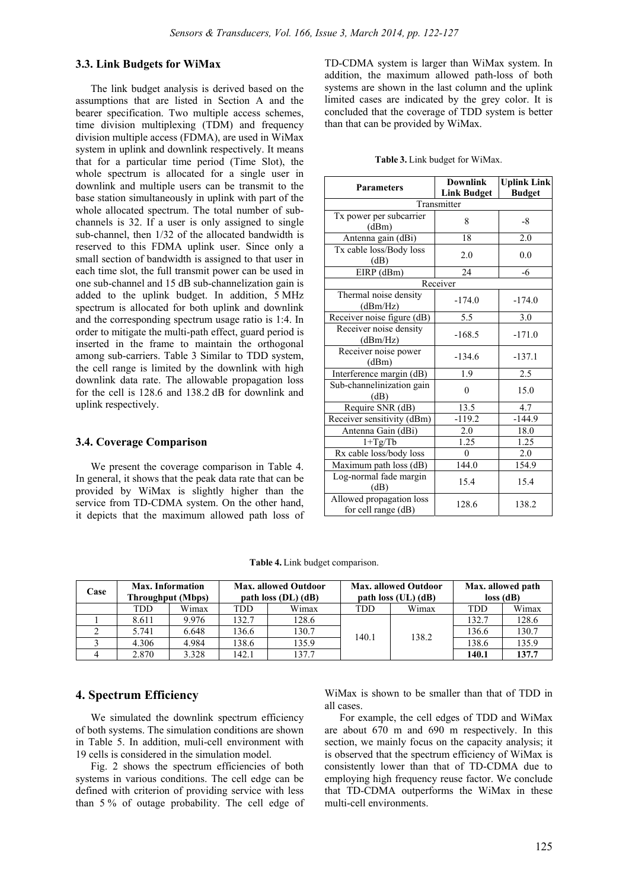### 3.3. Link Budgets for WiMax

The link budget analysis is derived based on the assumptions that are listed in Section A and the bearer specification. Two multiple access schemes, time division multiplexing (TDM) and frequency division multiple access (FDMA), are used in WiMax system in uplink and downlink respectively. It means that for a particular time period (Time Slot), the whole spectrum is allocated for a single user in downlink and multiple users can be transmit to the base station simultaneously in uplink with part of the whole allocated spectrum. The total number of sub-channels is 32. If a user is only assigned to single sub-channel, then 1/32 of the allocated bandwidth is reserved to this FDMA uplink user. Since only a small section of bandwidth is assigned to that user in each time slot, the full transmit power can be used in one sub-channel and 15 dB sub-channelization gain is added to the uplink budget. In addition, 5 MHz spectrum is allocated for both uplink and downlink and the corresponding spectrum usage ratio is 1:4. In order to mitigate the multi-path effect, guard period is inserted in the frame to maintain the orthogonal among sub-carriers. Table 3 Similar to TDD system, the cell range is limited by the downlink with high downlink data rate. The allowable propagation loss for the cell is 128.6 and 138.2 dB for downlink and uplink respectively.

### 3.4. Coverage Comparison

We present the coverage comparison in Table 4. In general, it shows that the peak data rate that can be provided by WiMax is slightly higher than the service from TD-CDMA system. On the other hand, it depicts that the maximum allowed path loss of TD-CDMA system is larger than WiMax system. In addition, the maximum allowed path-loss of both systems are shown in the last column and the uplink limited cases are indicated by the grey color. It is concluded that the coverage of TDD system is better than that can be provided by WiMax.

**Table 3.** Link budget for WiMax.

| Parameters | Downlink Link Budget | Uplink Link Budget |
|---|---|---|
| Transmitter | | |
| Tx power per subcarrier (dBm) | 8 | -8 |
| Antenna gain (dBi) | 18 | 2.0 |
| Tx cable loss/Body loss (dB) | 2.0 | 0.0 |
| EIRP (dBm) | 24 | -6 |
| Receiver | | |
| Thermal noise density (dBm/Hz) | -174.0 | -174.0 |
| Receiver noise figure (dB) | 5.5 | 3.0 |
| Receiver noise density (dBm/Hz) | -168.5 | -171.0 |
| Receiver noise power (dBm) | -134.6 | -137.1 |
| Interference margin (dB) | 1.9 | 2.5 |
| Sub-channelinization gain (dB) | 0 | 15.0 |
| Require SNR (dB) | 13.5 | 4.7 |
| Receiver sensitivity (dBm) | -119.2 | -144.9 |
| Antenna Gain (dBi) | 2.0 | 18.0 |
| 1+Tg/Tb | 1.25 | 1.25 |
| Rx cable loss/body loss | 0 | 2.0 |
| Maximum path loss (dB) | 144.0 | 154.9 |
| Log-normal fade margin (dB) | 15.4 | 15.4 |
| Allowed propagation loss for cell range (dB) | 128.6 | 138.2 |

**Table 4.** Link budget comparison.

| Case | Max. Information Throughput (Mbps) | | Max. allowed Outdoor path loss (DL) (dB) | | Max. allowed Outdoor path loss (UL) (dB) | | Max. allowed path loss (dB) | |
|---|---|---|---|---|---|---|---|---|
| | TDD | Wimax | TDD | Wimax | TDD | Wimax | TDD | Wimax |
| 1 | 8.611 | 9.976 | 132.7 | 128.6 | 140.1 | 138.2 | 132.7 | 128.6 |
| 2 | 5.741 | 6.648 | 136.6 | 130.7 | | | 136.6 | 130.7 |
| 3 | 4.306 | 4.984 | 138.6 | 135.9 | | | 138.6 | 135.9 |
| 4 | 2.870 | 3.328 | 142.1 | 137.7 | | | **140.1** | **137.7** |

## 4. Spectrum Efficiency

We simulated the downlink spectrum efficiency of both systems. The simulation conditions are shown in Table 5. In addition, muli-cell environment with 19 cells is considered in the simulation model.

Fig. 2 shows the spectrum efficiencies of both systems in various conditions. The cell edge can be defined with criterion of providing service with less than 5 % of outage probability. The cell edge of WiMax is shown to be smaller than that of TDD in all cases.

For example, the cell edges of TDD and WiMax are about 670 m and 690 m respectively. In this section, we mainly focus on the capacity analysis; it is observed that the spectrum efficiency of WiMax is consistently lower than that of TD-CDMA due to employing high frequency reuse factor. We conclude that TD-CDMA outperforms the WiMax in these multi-cell environments.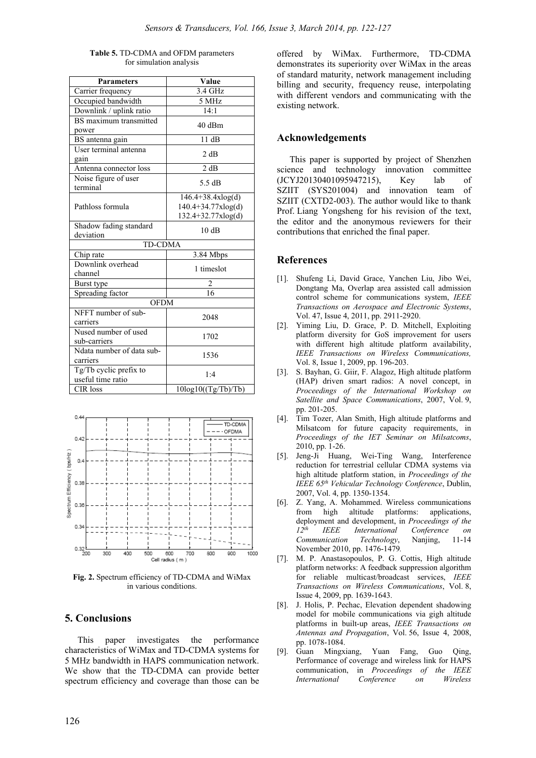**Table 5.** TD-CDMA and OFDM parameters for simulation analysis

| Parameters | Value |
|---|---|
| Carrier frequency | 3.4 GHz |
| Occupied bandwidth | 5 MHz |
| Downlink / uplink ratio | 14:1 |
| BS maximum transmitted power | 40 dBm |
| BS antenna gain | 11 dB |
| User terminal antenna gain | 2 dB |
| Antenna connector loss | 2 dB |
| Noise figure of user terminal | 5.5 dB |
| Pathloss formula | 146.4+38.4xlog(d)<br>140.4+34.77xlog(d)<br>132.4+32.77xlog(d) |
| Shadow fading standard deviation | 10 dB |
| TD-CDMA | |
| Chip rate | 3.84 Mbps |
| Downlink overhead channel | 1 timeslot |
| Burst type | 2 |
| Spreading factor | 16 |
| OFDM | |
| NFFT number of sub-carriers | 2048 |
| Nused number of used sub-carriers | 1702 |
| Ndata number of data sub-carriers | 1536 |
| Tg/Tb cyclic prefix to useful time ratio | 1:4 |
| CIR loss | 10log10((Tg/Tb)/Tb) |

**Fig. 2.** Spectrum efficiency of TD-CDMA and WiMax in various conditions.

## 5. Conclusions

This paper investigates the performance characteristics of WiMax and TD-CDMA systems for 5 MHz bandwidth in HAPS communication network. We show that the TD-CDMA can provide better spectrum efficiency and coverage than those can be offered by WiMax. Furthermore, TD-CDMA demonstrates its superiority over WiMax in the areas of standard maturity, network management including billing and security, frequency reuse, interpolating with different vendors and communicating with the existing network.

## Acknowledgements

This paper is supported by project of Shenzhen science and technology innovation committee (JCYJ20130401095947215), Key lab of SZIIT (SYS201004) and innovation team of SZIIT (CXTD2-003). The author would like to thank Prof. Liang Yongsheng for his revision of the text, the editor and the anonymous reviewers for their contributions that enriched the final paper.

## References

[1]. Shufeng Li, David Grace, Yanchen Liu, Jibo Wei, Dongtang Ma, Overlap area assisted call admission control scheme for communications system, *IEEE Transactions on Aerospace and Electronic Systems*, Vol. 47, Issue 4, 2011, pp. 2911-2920.

[2]. Yiming Liu, D. Grace, P. D. Mitchell, Exploiting platform diversity for GoS improvement for users with different high altitude platform availability, *IEEE Transactions on Wireless Communications,* Vol. 8, Issue 1, 2009, pp. 196-203.

[3]. S. Bayhan, G. Giir, F. Alagoz, High altitude platform (HAP) driven smart radios: A novel concept, in *Proceedings of the International Workshop on Satellite and Space Communications*, 2007, Vol. 9, pp. 201-205.

[4]. Tim Tozer, Alan Smith, High altitude platforms and Milsatcom for future capacity requirements, in *Proceedings of the IET Seminar on Milsatcoms*, 2010, pp. 1-26.

[5]. Jeng-Ji Huang, Wei-Ting Wang, Interference reduction for terrestrial cellular CDMA systems via high altitude platform station, in *Proceedings of the IEEE 65th Vehicular Technology Conference*, Dublin, 2007, Vol. 4, pp. 1350-1354.

[6]. Z. Yang, A. Mohammed. Wireless communications from high altitude platforms: applications, deployment and development, in *Proceedings of the 12th IEEE International Conference on Communication Technology*, Nanjing, 11-14 November 2010, pp. 1476-1479.

[7]. M. P. Anastasopoulos, P. G. Cottis, High altitude platform networks: A feedback suppression algorithm for reliable multicast/broadcast services, *IEEE Transactions on Wireless Communications*, Vol. 8, Issue 4, 2009, pp. 1639-1643.

[8]. J. Holis, P. Pechac, Elevation dependent shadowing model for mobile communications via gigh altitude platforms in built-up areas, *IEEE Transactions on Antennas and Propagation*, Vol. 56, Issue 4, 2008, pp. 1078-1084.

[9]. Guan Mingxiang, Yuan Fang, Guo Qing, Performance of coverage and wireless link for HAPS communication, in *Proceedings of the IEEE International Conference on Wireless*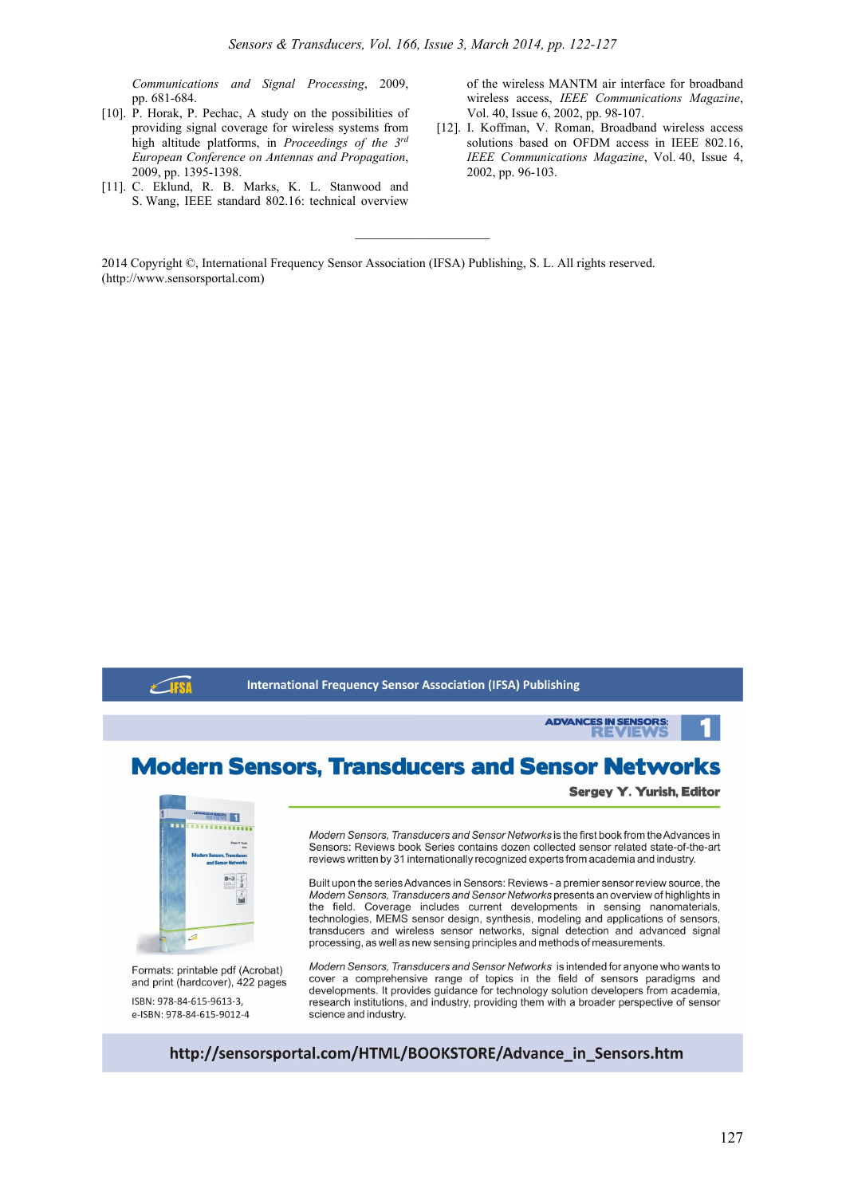Communications and Signal Processing*, 2009, pp. 681-684.

[10]. P. Horak, P. Pechac, A study on the possibilities of providing signal coverage for wireless systems from high altitude platforms, in *Proceedings of the 3rd European Conference on Antennas and Propagation*, 2009, pp. 1395-1398.

[11]. C. Eklund, R. B. Marks, K. L. Stanwood and S. Wang, IEEE standard 802.16: technical overview of the wireless MANTM air interface for broadband wireless access, *IEEE Communications Magazine*, Vol. 40, Issue 6, 2002, pp. 98-107.

[12]. I. Koffman, V. Roman, Broadband wireless access solutions based on OFDM access in IEEE 802.16, *IEEE Communications Magazine*, Vol. 40, Issue 4, 2002, pp. 96-103.

---

2014 Copyright ©, International Frequency Sensor Association (IFSA) Publishing, S. L. All rights reserved. (http://www.sensorsportal.com)

International Frequency Sensor Association (IFSA) Publishing

ADVANCES IN SENSORS: REVIEWS 1

# Modern Sensors, Transducers and Sensor Networks

**Sergey Y. Yurish, Editor**

*Modern Sensors, Transducers and Sensor Networks* is the first book from the Advances in Sensors: Reviews book Series contains dozen collected sensor related state-of-the-art reviews written by 31 internationally recognized experts from academia and industry.

Built upon the series Advances in Sensors: Reviews - a premier sensor review source, the *Modern Sensors, Transducers and Sensor Networks* presents an overview of highlights in the field. Coverage includes current developments in sensing nanomaterials, technologies, MEMS sensor design, synthesis, modeling and applications of sensors, transducers and wireless sensor networks, signal detection and advanced signal processing, as well as new sensing principles and methods of measurements.

*Modern Sensors, Transducers and Sensor Networks* is intended for anyone who wants to cover a comprehensive range of topics in the field of sensors paradigms and developments. It provides guidance for technology solution developers from academia, research institutions, and industry, providing them with a broader perspective of sensor science and industry.

Formats: printable pdf (Acrobat) and print (hardcover), 422 pages

ISBN: 978-84-615-9613-3,
e-ISBN: 978-84-615-9012-4

**http://sensorsportal.com/HTML/BOOKSTORE/Advance_in_Sensors.htm**